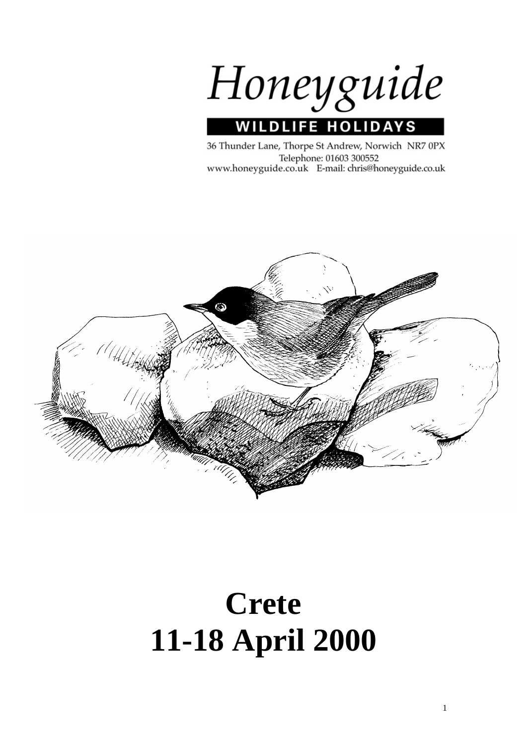# Honeyguide

**WILDLIFE HOLIDAYS**

36 Thunder Lane, Thorpe St Andrew, Norwich NR7 0PX
Telephone: 01603 300552
www.honeyguide.co.uk E-mail: chris@honeyguide.co.uk

# Crete
# 11-18 April 2000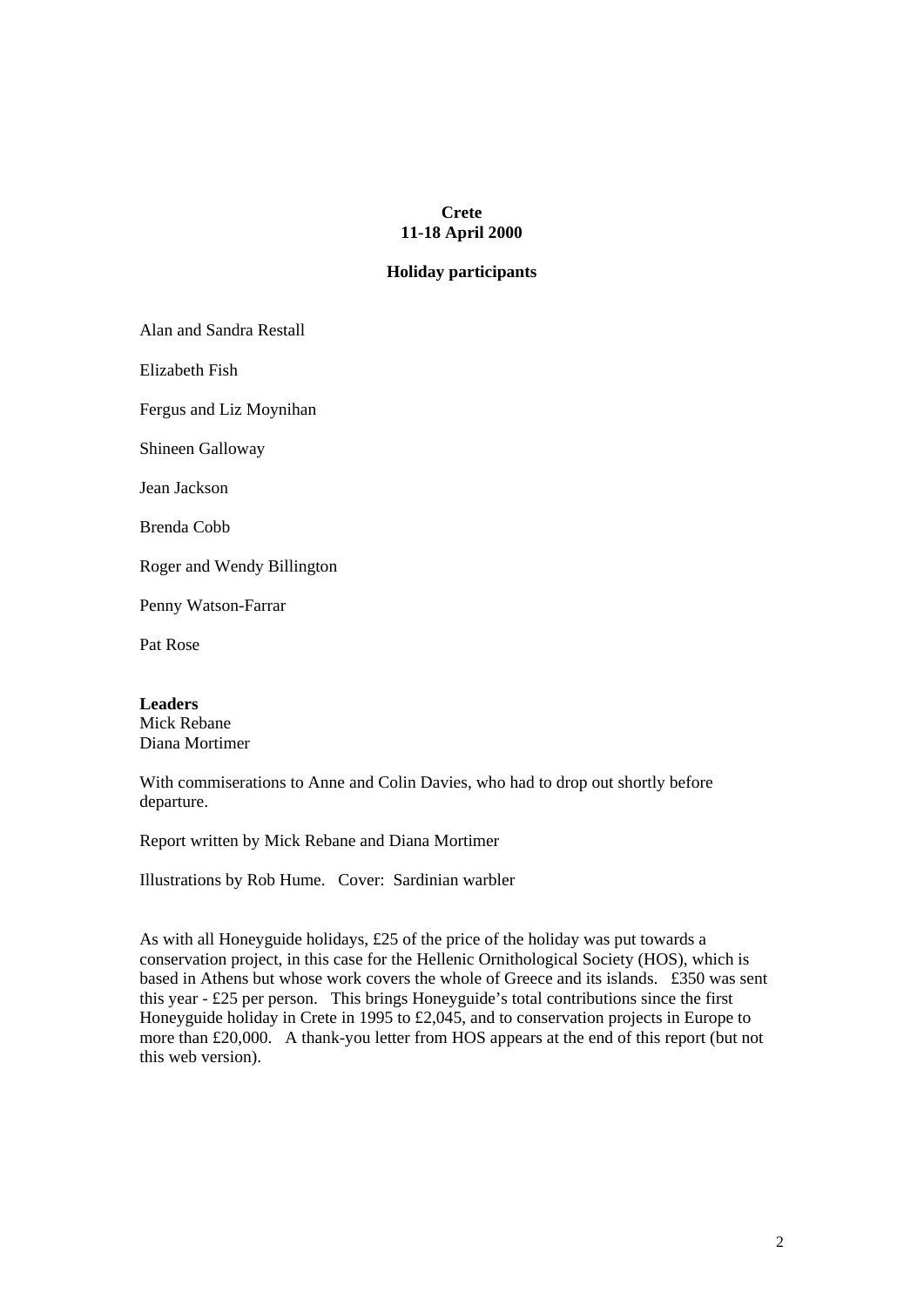**Crete**
**11-18 April 2000**

**Holiday participants**

Alan and Sandra Restall

Elizabeth Fish

Fergus and Liz Moynihan

Shineen Galloway

Jean Jackson

Brenda Cobb

Roger and Wendy Billington

Penny Watson-Farrar

Pat Rose

**Leaders**
Mick Rebane
Diana Mortimer

With commiserations to Anne and Colin Davies, who had to drop out shortly before departure.

Report written by Mick Rebane and Diana Mortimer

Illustrations by Rob Hume. Cover: Sardinian warbler

As with all Honeyguide holidays, £25 of the price of the holiday was put towards a conservation project, in this case for the Hellenic Ornithological Society (HOS), which is based in Athens but whose work covers the whole of Greece and its islands. £350 was sent this year - £25 per person. This brings Honeyguide's total contributions since the first Honeyguide holiday in Crete in 1995 to £2,045, and to conservation projects in Europe to more than £20,000. A thank-you letter from HOS appears at the end of this report (but not this web version).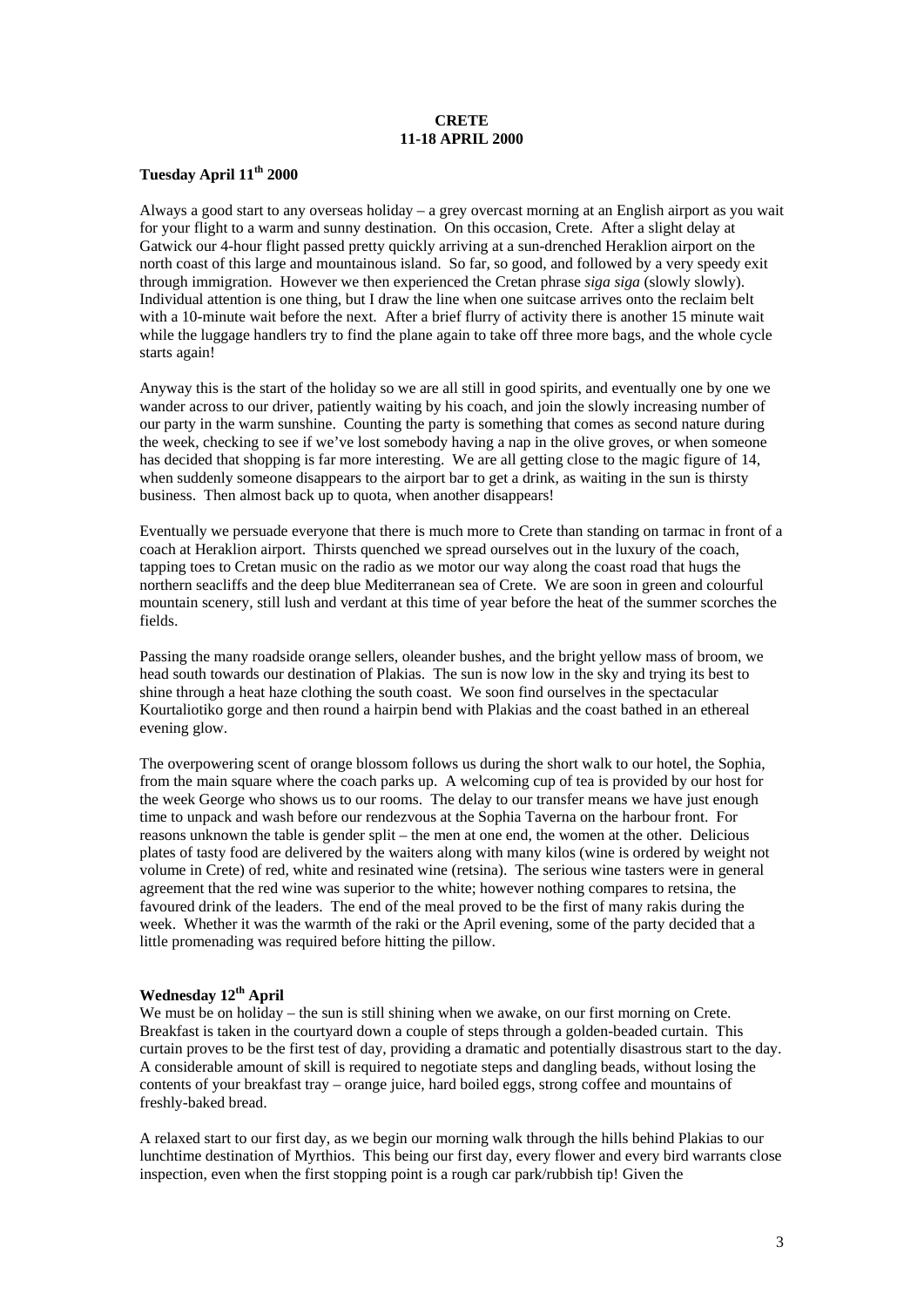**CRETE**
**11-18 APRIL 2000**

**Tuesday April 11th 2000**

Always a good start to any overseas holiday – a grey overcast morning at an English airport as you wait for your flight to a warm and sunny destination. On this occasion, Crete. After a slight delay at Gatwick our 4-hour flight passed pretty quickly arriving at a sun-drenched Heraklion airport on the north coast of this large and mountainous island. So far, so good, and followed by a very speedy exit through immigration. However we then experienced the Cretan phrase *siga siga* (slowly slowly). Individual attention is one thing, but I draw the line when one suitcase arrives onto the reclaim belt with a 10-minute wait before the next. After a brief flurry of activity there is another 15 minute wait while the luggage handlers try to find the plane again to take off three more bags, and the whole cycle starts again!

Anyway this is the start of the holiday so we are all still in good spirits, and eventually one by one we wander across to our driver, patiently waiting by his coach, and join the slowly increasing number of our party in the warm sunshine. Counting the party is something that comes as second nature during the week, checking to see if we've lost somebody having a nap in the olive groves, or when someone has decided that shopping is far more interesting. We are all getting close to the magic figure of 14, when suddenly someone disappears to the airport bar to get a drink, as waiting in the sun is thirsty business. Then almost back up to quota, when another disappears!

Eventually we persuade everyone that there is much more to Crete than standing on tarmac in front of a coach at Heraklion airport. Thirsts quenched we spread ourselves out in the luxury of the coach, tapping toes to Cretan music on the radio as we motor our way along the coast road that hugs the northern seacliffs and the deep blue Mediterranean sea of Crete. We are soon in green and colourful mountain scenery, still lush and verdant at this time of year before the heat of the summer scorches the fields.

Passing the many roadside orange sellers, oleander bushes, and the bright yellow mass of broom, we head south towards our destination of Plakias. The sun is now low in the sky and trying its best to shine through a heat haze clothing the south coast. We soon find ourselves in the spectacular Kourtaliotiko gorge and then round a hairpin bend with Plakias and the coast bathed in an ethereal evening glow.

The overpowering scent of orange blossom follows us during the short walk to our hotel, the Sophia, from the main square where the coach parks up. A welcoming cup of tea is provided by our host for the week George who shows us to our rooms. The delay to our transfer means we have just enough time to unpack and wash before our rendezvous at the Sophia Taverna on the harbour front. For reasons unknown the table is gender split – the men at one end, the women at the other. Delicious plates of tasty food are delivered by the waiters along with many kilos (wine is ordered by weight not volume in Crete) of red, white and resinated wine (retsina). The serious wine tasters were in general agreement that the red wine was superior to the white; however nothing compares to retsina, the favoured drink of the leaders. The end of the meal proved to be the first of many rakis during the week. Whether it was the warmth of the raki or the April evening, some of the party decided that a little promenading was required before hitting the pillow.

**Wednesday 12th April**

We must be on holiday – the sun is still shining when we awake, on our first morning on Crete. Breakfast is taken in the courtyard down a couple of steps through a golden-beaded curtain. This curtain proves to be the first test of day, providing a dramatic and potentially disastrous start to the day. A considerable amount of skill is required to negotiate steps and dangling beads, without losing the contents of your breakfast tray – orange juice, hard boiled eggs, strong coffee and mountains of freshly-baked bread.

A relaxed start to our first day, as we begin our morning walk through the hills behind Plakias to our lunchtime destination of Myrthios. This being our first day, every flower and every bird warrants close inspection, even when the first stopping point is a rough car park/rubbish tip! Given the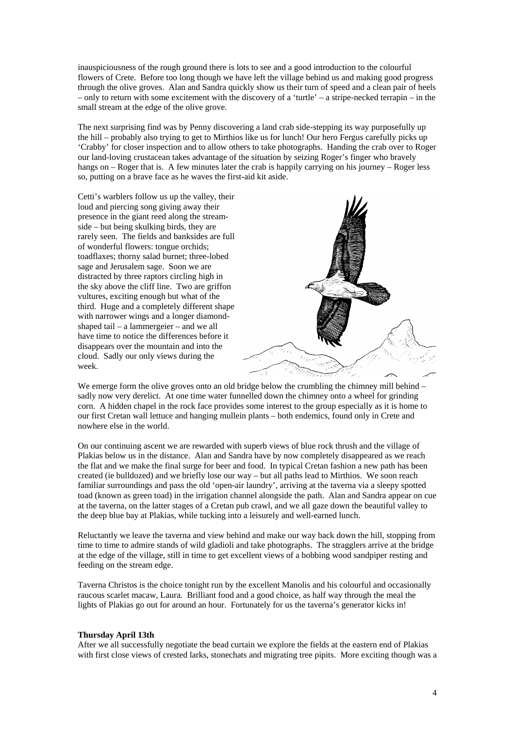inauspiciousness of the rough ground there is lots to see and a good introduction to the colourful flowers of Crete. Before too long though we have left the village behind us and making good progress through the olive groves. Alan and Sandra quickly show us their turn of speed and a clean pair of heels – only to return with some excitement with the discovery of a 'turtle' – a stripe-necked terrapin – in the small stream at the edge of the olive grove.

The next surprising find was by Penny discovering a land crab side-stepping its way purposefully up the hill – probably also trying to get to Mirthios like us for lunch! Our hero Fergus carefully picks up 'Crabby' for closer inspection and to allow others to take photographs. Handing the crab over to Roger our land-loving crustacean takes advantage of the situation by seizing Roger's finger who bravely hangs on – Roger that is. A few minutes later the crab is happily carrying on his journey – Roger less so, putting on a brave face as he waves the first-aid kit aside.

Cetti's warblers follow us up the valley, their loud and piercing song giving away their presence in the giant reed along the stream-side – but being skulking birds, they are rarely seen. The fields and banksides are full of wonderful flowers: tongue orchids; toadflaxes; thorny salad burnet; three-lobed sage and Jerusalem sage. Soon we are distracted by three raptors circling high in the sky above the cliff line. Two are griffon vultures, exciting enough but what of the third. Huge and a completely different shape with narrower wings and a longer diamond-shaped tail – a lammergeier – and we all have time to notice the differences before it disappears over the mountain and into the cloud. Sadly our only views during the week.

We emerge form the olive groves onto an old bridge below the crumbling the chimney mill behind – sadly now very derelict. At one time water funnelled down the chimney onto a wheel for grinding corn. A hidden chapel in the rock face provides some interest to the group especially as it is home to our first Cretan wall lettuce and hanging mullein plants – both endemics, found only in Crete and nowhere else in the world.

On our continuing ascent we are rewarded with superb views of blue rock thrush and the village of Plakias below us in the distance. Alan and Sandra have by now completely disappeared as we reach the flat and we make the final surge for beer and food. In typical Cretan fashion a new path has been created (ie bulldozed) and we briefly lose our way – but all paths lead to Mirthios. We soon reach familiar surroundings and pass the old 'open-air laundry', arriving at the taverna via a sleepy spotted toad (known as green toad) in the irrigation channel alongside the path. Alan and Sandra appear on cue at the taverna, on the latter stages of a Cretan pub crawl, and we all gaze down the beautiful valley to the deep blue bay at Plakias, while tucking into a leisurely and well-earned lunch.

Reluctantly we leave the taverna and view behind and make our way back down the hill, stopping from time to time to admire stands of wild gladioli and take photographs. The stragglers arrive at the bridge at the edge of the village, still in time to get excellent views of a bobbing wood sandpiper resting and feeding on the stream edge.

Taverna Christos is the choice tonight run by the excellent Manolis and his colourful and occasionally raucous scarlet macaw, Laura. Brilliant food and a good choice, as half way through the meal the lights of Plakias go out for around an hour. Fortunately for us the taverna's generator kicks in!

**Thursday April 13th**

After we all successfully negotiate the bead curtain we explore the fields at the eastern end of Plakias with first close views of crested larks, stonechats and migrating tree pipits. More exciting though was a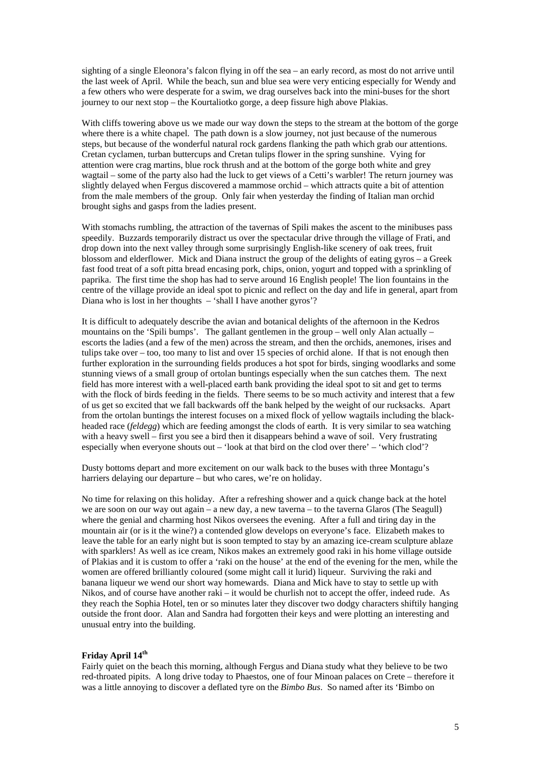sighting of a single Eleonora's falcon flying in off the sea – an early record, as most do not arrive until the last week of April. While the beach, sun and blue sea were very enticing especially for Wendy and a few others who were desperate for a swim, we drag ourselves back into the mini-buses for the short journey to our next stop – the Kourtaliotko gorge, a deep fissure high above Plakias.

With cliffs towering above us we made our way down the steps to the stream at the bottom of the gorge where there is a white chapel. The path down is a slow journey, not just because of the numerous steps, but because of the wonderful natural rock gardens flanking the path which grab our attentions. Cretan cyclamen, turban buttercups and Cretan tulips flower in the spring sunshine. Vying for attention were crag martins, blue rock thrush and at the bottom of the gorge both white and grey wagtail – some of the party also had the luck to get views of a Cetti's warbler! The return journey was slightly delayed when Fergus discovered a mammose orchid – which attracts quite a bit of attention from the male members of the group. Only fair when yesterday the finding of Italian man orchid brought sighs and gasps from the ladies present.

With stomachs rumbling, the attraction of the tavernas of Spili makes the ascent to the minibuses pass speedily. Buzzards temporarily distract us over the spectacular drive through the village of Frati, and drop down into the next valley through some surprisingly English-like scenery of oak trees, fruit blossom and elderflower. Mick and Diana instruct the group of the delights of eating gyros – a Greek fast food treat of a soft pitta bread encasing pork, chips, onion, yogurt and topped with a sprinkling of paprika. The first time the shop has had to serve around 16 English people! The lion fountains in the centre of the village provide an ideal spot to picnic and reflect on the day and life in general, apart from Diana who is lost in her thoughts – 'shall I have another gyros'?

It is difficult to adequately describe the avian and botanical delights of the afternoon in the Kedros mountains on the 'Spili bumps'. The gallant gentlemen in the group – well only Alan actually – escorts the ladies (and a few of the men) across the stream, and then the orchids, anemones, irises and tulips take over – too, too many to list and over 15 species of orchid alone. If that is not enough then further exploration in the surrounding fields produces a hot spot for birds, singing woodlarks and some stunning views of a small group of ortolan buntings especially when the sun catches them. The next field has more interest with a well-placed earth bank providing the ideal spot to sit and get to terms with the flock of birds feeding in the fields. There seems to be so much activity and interest that a few of us get so excited that we fall backwards off the bank helped by the weight of our rucksacks. Apart from the ortolan buntings the interest focuses on a mixed flock of yellow wagtails including the black-headed race (*feldegg*) which are feeding amongst the clods of earth. It is very similar to sea watching with a heavy swell – first you see a bird then it disappears behind a wave of soil. Very frustrating especially when everyone shouts out – 'look at that bird on the clod over there' – 'which clod'?

Dusty bottoms depart and more excitement on our walk back to the buses with three Montagu's harriers delaying our departure – but who cares, we're on holiday.

No time for relaxing on this holiday. After a refreshing shower and a quick change back at the hotel we are soon on our way out again – a new day, a new taverna – to the taverna Glaros (The Seagull) where the genial and charming host Nikos oversees the evening. After a full and tiring day in the mountain air (or is it the wine?) a contended glow develops on everyone's face. Elizabeth makes to leave the table for an early night but is soon tempted to stay by an amazing ice-cream sculpture ablaze with sparklers! As well as ice cream, Nikos makes an extremely good raki in his home village outside of Plakias and it is custom to offer a 'raki on the house' at the end of the evening for the men, while the women are offered brilliantly coloured (some might call it lurid) liqueur. Surviving the raki and banana liqueur we wend our short way homewards. Diana and Mick have to stay to settle up with Nikos, and of course have another raki – it would be churlish not to accept the offer, indeed rude. As they reach the Sophia Hotel, ten or so minutes later they discover two dodgy characters shiftily hanging outside the front door. Alan and Sandra had forgotten their keys and were plotting an interesting and unusual entry into the building.

**Friday April 14th**

Fairly quiet on the beach this morning, although Fergus and Diana study what they believe to be two red-throated pipits. A long drive today to Phaestos, one of four Minoan palaces on Crete – therefore it was a little annoying to discover a deflated tyre on the *Bimbo Bus*. So named after its 'Bimbo on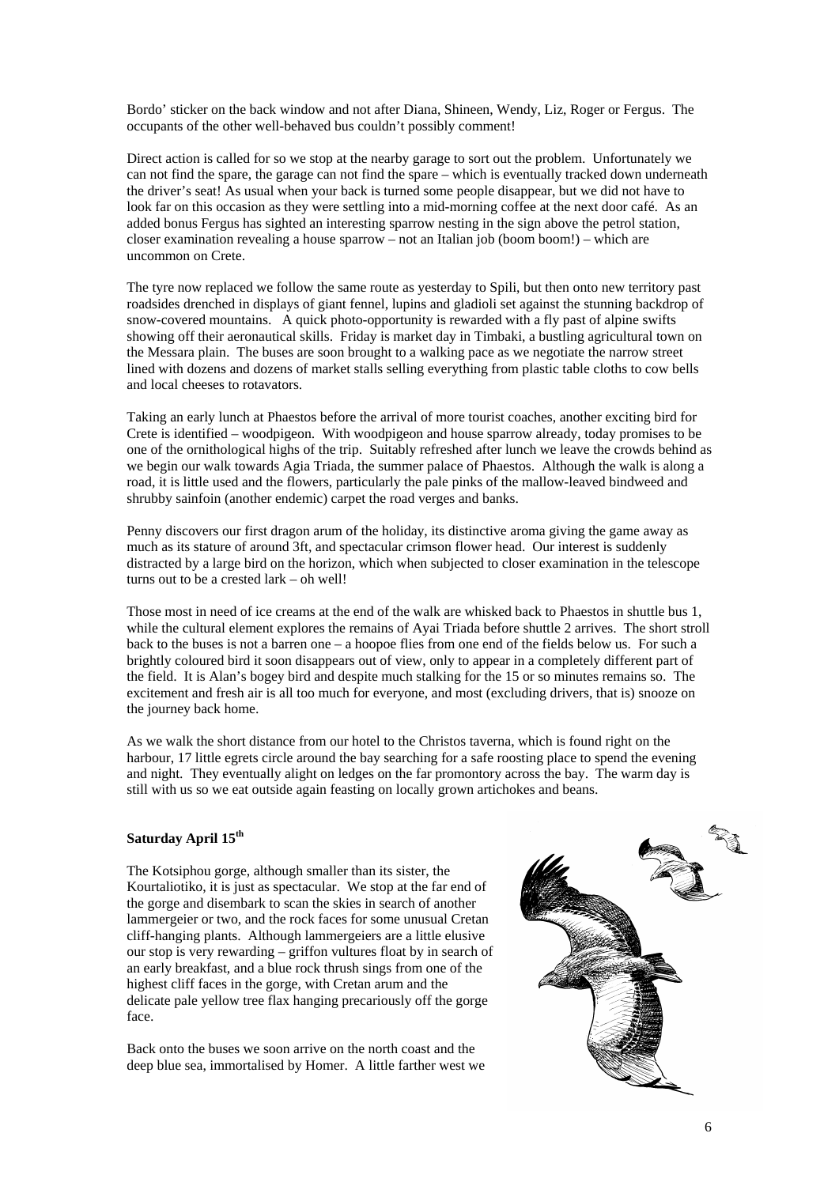Bordo' sticker on the back window and not after Diana, Shineen, Wendy, Liz, Roger or Fergus. The occupants of the other well-behaved bus couldn't possibly comment!

Direct action is called for so we stop at the nearby garage to sort out the problem. Unfortunately we can not find the spare, the garage can not find the spare – which is eventually tracked down underneath the driver's seat! As usual when your back is turned some people disappear, but we did not have to look far on this occasion as they were settling into a mid-morning coffee at the next door café. As an added bonus Fergus has sighted an interesting sparrow nesting in the sign above the petrol station, closer examination revealing a house sparrow – not an Italian job (boom boom!) – which are uncommon on Crete.

The tyre now replaced we follow the same route as yesterday to Spili, but then onto new territory past roadsides drenched in displays of giant fennel, lupins and gladioli set against the stunning backdrop of snow-covered mountains. A quick photo-opportunity is rewarded with a fly past of alpine swifts showing off their aeronautical skills. Friday is market day in Timbaki, a bustling agricultural town on the Messara plain. The buses are soon brought to a walking pace as we negotiate the narrow street lined with dozens and dozens of market stalls selling everything from plastic table cloths to cow bells and local cheeses to rotavators.

Taking an early lunch at Phaestos before the arrival of more tourist coaches, another exciting bird for Crete is identified – woodpigeon. With woodpigeon and house sparrow already, today promises to be one of the ornithological highs of the trip. Suitably refreshed after lunch we leave the crowds behind as we begin our walk towards Agia Triada, the summer palace of Phaestos. Although the walk is along a road, it is little used and the flowers, particularly the pale pinks of the mallow-leaved bindweed and shrubby sainfoin (another endemic) carpet the road verges and banks.

Penny discovers our first dragon arum of the holiday, its distinctive aroma giving the game away as much as its stature of around 3ft, and spectacular crimson flower head. Our interest is suddenly distracted by a large bird on the horizon, which when subjected to closer examination in the telescope turns out to be a crested lark – oh well!

Those most in need of ice creams at the end of the walk are whisked back to Phaestos in shuttle bus 1, while the cultural element explores the remains of Ayai Triada before shuttle 2 arrives. The short stroll back to the buses is not a barren one – a hoopoe flies from one end of the fields below us. For such a brightly coloured bird it soon disappears out of view, only to appear in a completely different part of the field. It is Alan's bogey bird and despite much stalking for the 15 or so minutes remains so. The excitement and fresh air is all too much for everyone, and most (excluding drivers, that is) snooze on the journey back home.

As we walk the short distance from our hotel to the Christos taverna, which is found right on the harbour, 17 little egrets circle around the bay searching for a safe roosting place to spend the evening and night. They eventually alight on ledges on the far promontory across the bay. The warm day is still with us so we eat outside again feasting on locally grown artichokes and beans.

**Saturday April 15th**

The Kotsiphou gorge, although smaller than its sister, the Kourtaliotiko, it is just as spectacular. We stop at the far end of the gorge and disembark to scan the skies in search of another lammergeier or two, and the rock faces for some unusual Cretan cliff-hanging plants. Although lammergeiers are a little elusive our stop is very rewarding – griffon vultures float by in search of an early breakfast, and a blue rock thrush sings from one of the highest cliff faces in the gorge, with Cretan arum and the delicate pale yellow tree flax hanging precariously off the gorge face.

Back onto the buses we soon arrive on the north coast and the deep blue sea, immortalised by Homer. A little farther west we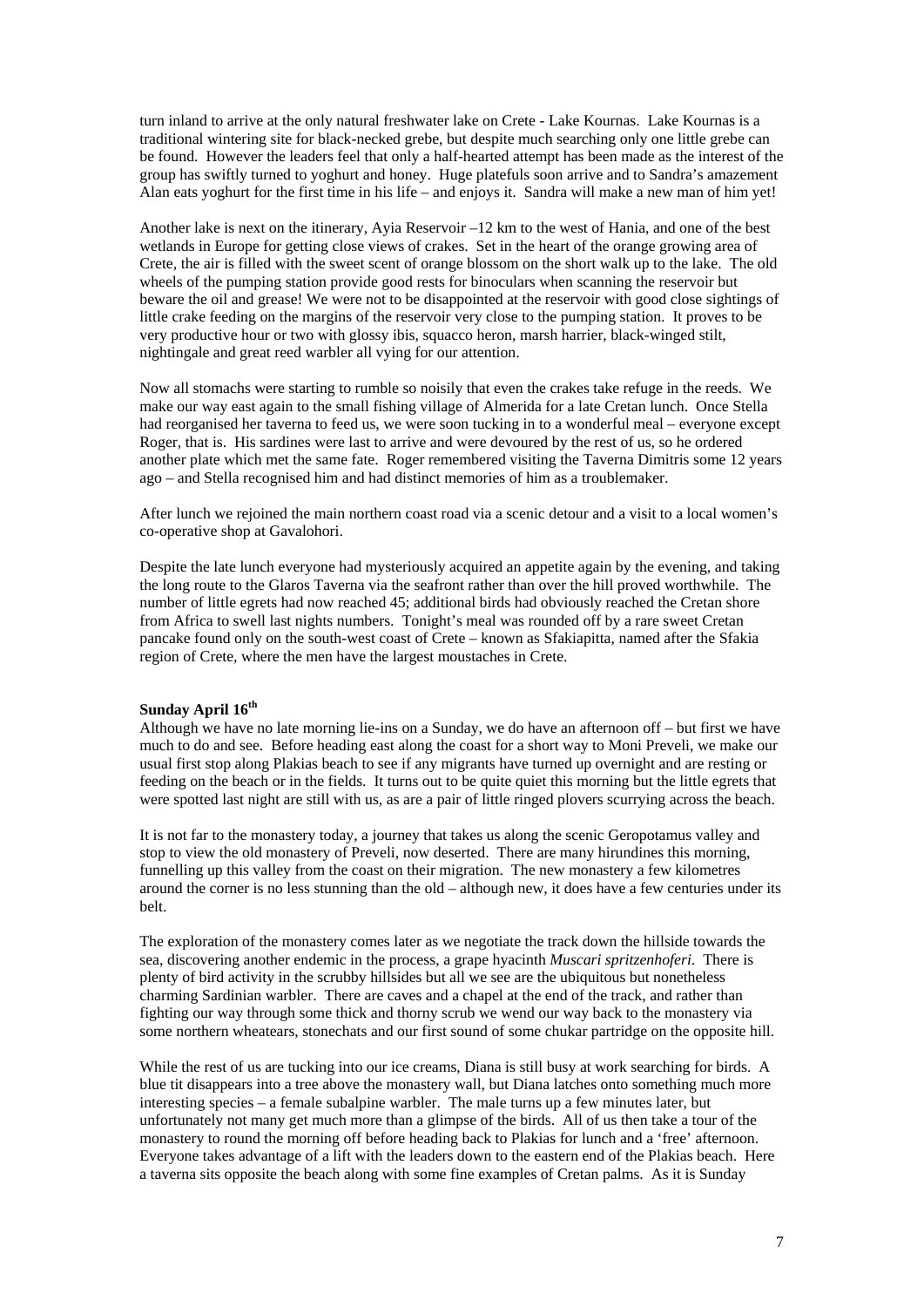turn inland to arrive at the only natural freshwater lake on Crete - Lake Kournas. Lake Kournas is a traditional wintering site for black-necked grebe, but despite much searching only one little grebe can be found. However the leaders feel that only a half-hearted attempt has been made as the interest of the group has swiftly turned to yoghurt and honey. Huge platefuls soon arrive and to Sandra's amazement Alan eats yoghurt for the first time in his life – and enjoys it. Sandra will make a new man of him yet!

Another lake is next on the itinerary, Ayia Reservoir –12 km to the west of Hania, and one of the best wetlands in Europe for getting close views of crakes. Set in the heart of the orange growing area of Crete, the air is filled with the sweet scent of orange blossom on the short walk up to the lake. The old wheels of the pumping station provide good rests for binoculars when scanning the reservoir but beware the oil and grease! We were not to be disappointed at the reservoir with good close sightings of little crake feeding on the margins of the reservoir very close to the pumping station. It proves to be very productive hour or two with glossy ibis, squacco heron, marsh harrier, black-winged stilt, nightingale and great reed warbler all vying for our attention.

Now all stomachs were starting to rumble so noisily that even the crakes take refuge in the reeds. We make our way east again to the small fishing village of Almerida for a late Cretan lunch. Once Stella had reorganised her taverna to feed us, we were soon tucking in to a wonderful meal – everyone except Roger, that is. His sardines were last to arrive and were devoured by the rest of us, so he ordered another plate which met the same fate. Roger remembered visiting the Taverna Dimitris some 12 years ago – and Stella recognised him and had distinct memories of him as a troublemaker.

After lunch we rejoined the main northern coast road via a scenic detour and a visit to a local women's co-operative shop at Gavalohori.

Despite the late lunch everyone had mysteriously acquired an appetite again by the evening, and taking the long route to the Glaros Taverna via the seafront rather than over the hill proved worthwhile. The number of little egrets had now reached 45; additional birds had obviously reached the Cretan shore from Africa to swell last nights numbers. Tonight's meal was rounded off by a rare sweet Cretan pancake found only on the south-west coast of Crete – known as Sfakiapitta, named after the Sfakia region of Crete, where the men have the largest moustaches in Crete.

**Sunday April 16th**

Although we have no late morning lie-ins on a Sunday, we do have an afternoon off – but first we have much to do and see. Before heading east along the coast for a short way to Moni Preveli, we make our usual first stop along Plakias beach to see if any migrants have turned up overnight and are resting or feeding on the beach or in the fields. It turns out to be quite quiet this morning but the little egrets that were spotted last night are still with us, as are a pair of little ringed plovers scurrying across the beach.

It is not far to the monastery today, a journey that takes us along the scenic Geropotamus valley and stop to view the old monastery of Preveli, now deserted. There are many hirundines this morning, funnelling up this valley from the coast on their migration. The new monastery a few kilometres around the corner is no less stunning than the old – although new, it does have a few centuries under its belt.

The exploration of the monastery comes later as we negotiate the track down the hillside towards the sea, discovering another endemic in the process, a grape hyacinth *Muscari spritzenhoferi*. There is plenty of bird activity in the scrubby hillsides but all we see are the ubiquitous but nonetheless charming Sardinian warbler. There are caves and a chapel at the end of the track, and rather than fighting our way through some thick and thorny scrub we wend our way back to the monastery via some northern wheatears, stonechats and our first sound of some chukar partridge on the opposite hill.

While the rest of us are tucking into our ice creams, Diana is still busy at work searching for birds. A blue tit disappears into a tree above the monastery wall, but Diana latches onto something much more interesting species – a female subalpine warbler. The male turns up a few minutes later, but unfortunately not many get much more than a glimpse of the birds. All of us then take a tour of the monastery to round the morning off before heading back to Plakias for lunch and a 'free' afternoon. Everyone takes advantage of a lift with the leaders down to the eastern end of the Plakias beach. Here a taverna sits opposite the beach along with some fine examples of Cretan palms. As it is Sunday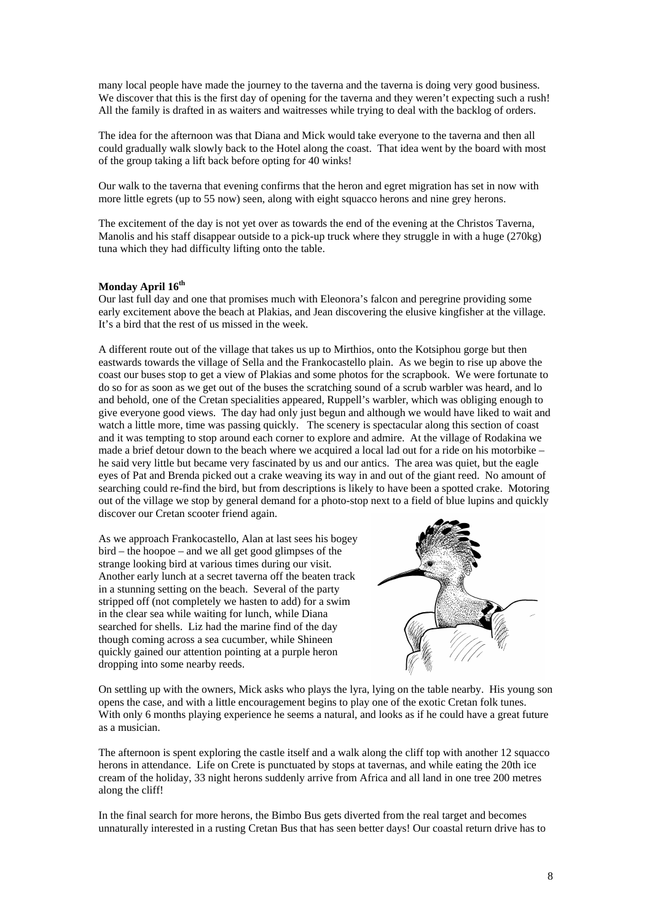many local people have made the journey to the taverna and the taverna is doing very good business. We discover that this is the first day of opening for the taverna and they weren't expecting such a rush! All the family is drafted in as waiters and waitresses while trying to deal with the backlog of orders.

The idea for the afternoon was that Diana and Mick would take everyone to the taverna and then all could gradually walk slowly back to the Hotel along the coast. That idea went by the board with most of the group taking a lift back before opting for 40 winks!

Our walk to the taverna that evening confirms that the heron and egret migration has set in now with more little egrets (up to 55 now) seen, along with eight squacco herons and nine grey herons.

The excitement of the day is not yet over as towards the end of the evening at the Christos Taverna, Manolis and his staff disappear outside to a pick-up truck where they struggle in with a huge (270kg) tuna which they had difficulty lifting onto the table.

**Monday April 16th**

Our last full day and one that promises much with Eleonora's falcon and peregrine providing some early excitement above the beach at Plakias, and Jean discovering the elusive kingfisher at the village. It's a bird that the rest of us missed in the week.

A different route out of the village that takes us up to Mirthios, onto the Kotsiphou gorge but then eastwards towards the village of Sella and the Frankocastello plain. As we begin to rise up above the coast our buses stop to get a view of Plakias and some photos for the scrapbook. We were fortunate to do so for as soon as we get out of the buses the scratching sound of a scrub warbler was heard, and lo and behold, one of the Cretan specialities appeared, Ruppell's warbler, which was obliging enough to give everyone good views. The day had only just begun and although we would have liked to wait and watch a little more, time was passing quickly. The scenery is spectacular along this section of coast and it was tempting to stop around each corner to explore and admire. At the village of Rodakina we made a brief detour down to the beach where we acquired a local lad out for a ride on his motorbike – he said very little but became very fascinated by us and our antics. The area was quiet, but the eagle eyes of Pat and Brenda picked out a crake weaving its way in and out of the giant reed. No amount of searching could re-find the bird, but from descriptions is likely to have been a spotted crake. Motoring out of the village we stop by general demand for a photo-stop next to a field of blue lupins and quickly discover our Cretan scooter friend again.

As we approach Frankocastello, Alan at last sees his bogey bird – the hoopoe – and we all get good glimpses of the strange looking bird at various times during our visit. Another early lunch at a secret taverna off the beaten track in a stunning setting on the beach. Several of the party stripped off (not completely we hasten to add) for a swim in the clear sea while waiting for lunch, while Diana searched for shells. Liz had the marine find of the day though coming across a sea cucumber, while Shineen quickly gained our attention pointing at a purple heron dropping into some nearby reeds.

On settling up with the owners, Mick asks who plays the lyra, lying on the table nearby. His young son opens the case, and with a little encouragement begins to play one of the exotic Cretan folk tunes. With only 6 months playing experience he seems a natural, and looks as if he could have a great future as a musician.

The afternoon is spent exploring the castle itself and a walk along the cliff top with another 12 squacco herons in attendance. Life on Crete is punctuated by stops at tavernas, and while eating the 20th ice cream of the holiday, 33 night herons suddenly arrive from Africa and all land in one tree 200 metres along the cliff!

In the final search for more herons, the Bimbo Bus gets diverted from the real target and becomes unnaturally interested in a rusting Cretan Bus that has seen better days! Our coastal return drive has to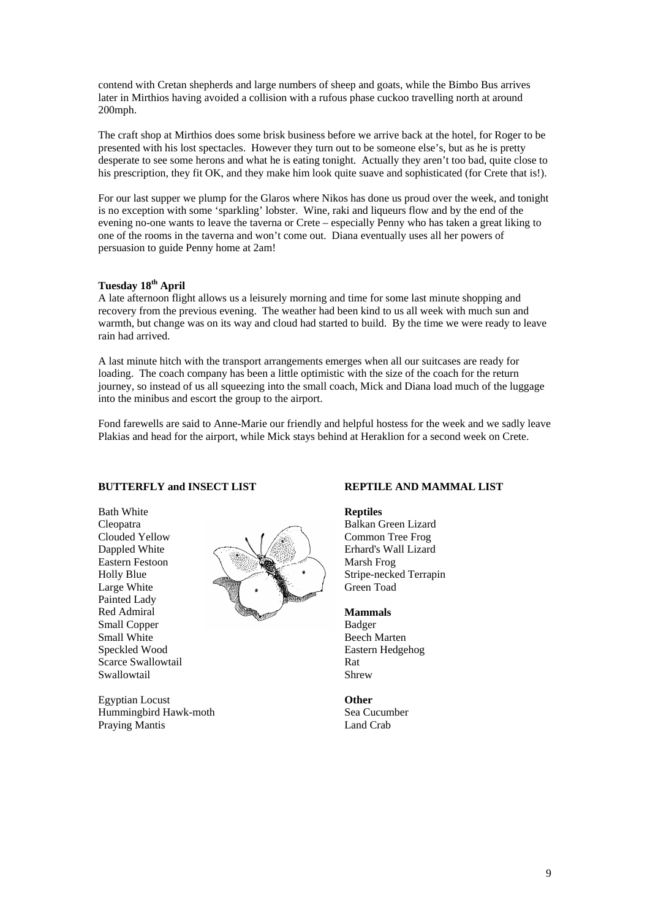contend with Cretan shepherds and large numbers of sheep and goats, while the Bimbo Bus arrives later in Mirthios having avoided a collision with a rufous phase cuckoo travelling north at around 200mph.

The craft shop at Mirthios does some brisk business before we arrive back at the hotel, for Roger to be presented with his lost spectacles. However they turn out to be someone else's, but as he is pretty desperate to see some herons and what he is eating tonight. Actually they aren't too bad, quite close to his prescription, they fit OK, and they make him look quite suave and sophisticated (for Crete that is!).

For our last supper we plump for the Glaros where Nikos has done us proud over the week, and tonight is no exception with some 'sparkling' lobster. Wine, raki and liqueurs flow and by the end of the evening no-one wants to leave the taverna or Crete – especially Penny who has taken a great liking to one of the rooms in the taverna and won't come out. Diana eventually uses all her powers of persuasion to guide Penny home at 2am!

**Tuesday 18th April**

A late afternoon flight allows us a leisurely morning and time for some last minute shopping and recovery from the previous evening. The weather had been kind to us all week with much sun and warmth, but change was on its way and cloud had started to build. By the time we were ready to leave rain had arrived.

A last minute hitch with the transport arrangements emerges when all our suitcases are ready for loading. The coach company has been a little optimistic with the size of the coach for the return journey, so instead of us all squeezing into the small coach, Mick and Diana load much of the luggage into the minibus and escort the group to the airport.

Fond farewells are said to Anne-Marie our friendly and helpful hostess for the week and we sadly leave Plakias and head for the airport, while Mick stays behind at Heraklion for a second week on Crete.

**BUTTERFLY and INSECT LIST**

Bath White
Cleopatra
Clouded Yellow
Dappled White
Eastern Festoon
Holly Blue
Large White
Painted Lady
Red Admiral
Small Copper
Small White
Speckled Wood
Scarce Swallowtail
Swallowtail

Egyptian Locust
Hummingbird Hawk-moth
Praying Mantis

**REPTILE AND MAMMAL LIST**

**Reptiles**
Balkan Green Lizard
Common Tree Frog
Erhard's Wall Lizard
Marsh Frog
Stripe-necked Terrapin
Green Toad

**Mammals**
Badger
Beech Marten
Eastern Hedgehog
Rat
Shrew

**Other**
Sea Cucumber
Land Crab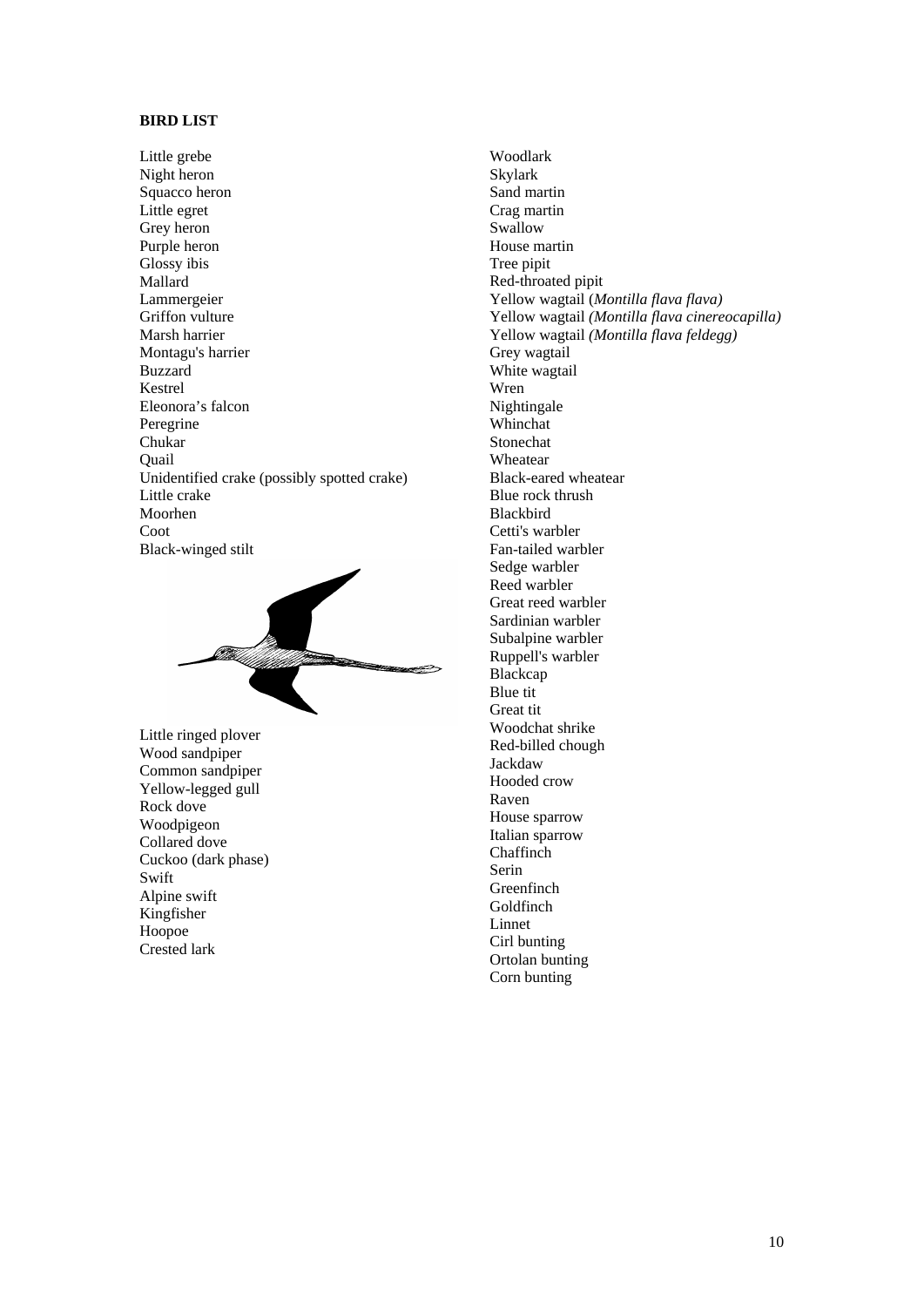**BIRD LIST**

Little grebe
Night heron
Squacco heron
Little egret
Grey heron
Purple heron
Glossy ibis
Mallard
Lammergeier
Griffon vulture
Marsh harrier
Montagu's harrier
Buzzard
Kestrel
Eleonora's falcon
Peregrine
Chukar
Quail
Unidentified crake (possibly spotted crake)
Little crake
Moorhen
Coot
Black-winged stilt
Little ringed plover
Wood sandpiper
Common sandpiper
Yellow-legged gull
Rock dove
Woodpigeon
Collared dove
Cuckoo (dark phase)
Swift
Alpine swift
Kingfisher
Hoopoe
Crested lark
Woodlark
Skylark
Sand martin
Crag martin
Swallow
House martin
Tree pipit
Red-throated pipit
Yellow wagtail (*Montilla flava flava)*
Yellow wagtail *(Montilla flava cinereocapilla)*
Yellow wagtail *(Montilla flava feldegg)*
Grey wagtail
White wagtail
Wren
Nightingale
Whinchat
Stonechat
Wheatear
Black-eared wheatear
Blue rock thrush
Blackbird
Cetti's warbler
Fan-tailed warbler
Sedge warbler
Reed warbler
Great reed warbler
Sardinian warbler
Subalpine warbler
Ruppell's warbler
Blackcap
Blue tit
Great tit
Woodchat shrike
Red-billed chough
Jackdaw
Hooded crow
Raven
House sparrow
Italian sparrow
Chaffinch
Serin
Greenfinch
Goldfinch
Linnet
Cirl bunting
Ortolan bunting
Corn bunting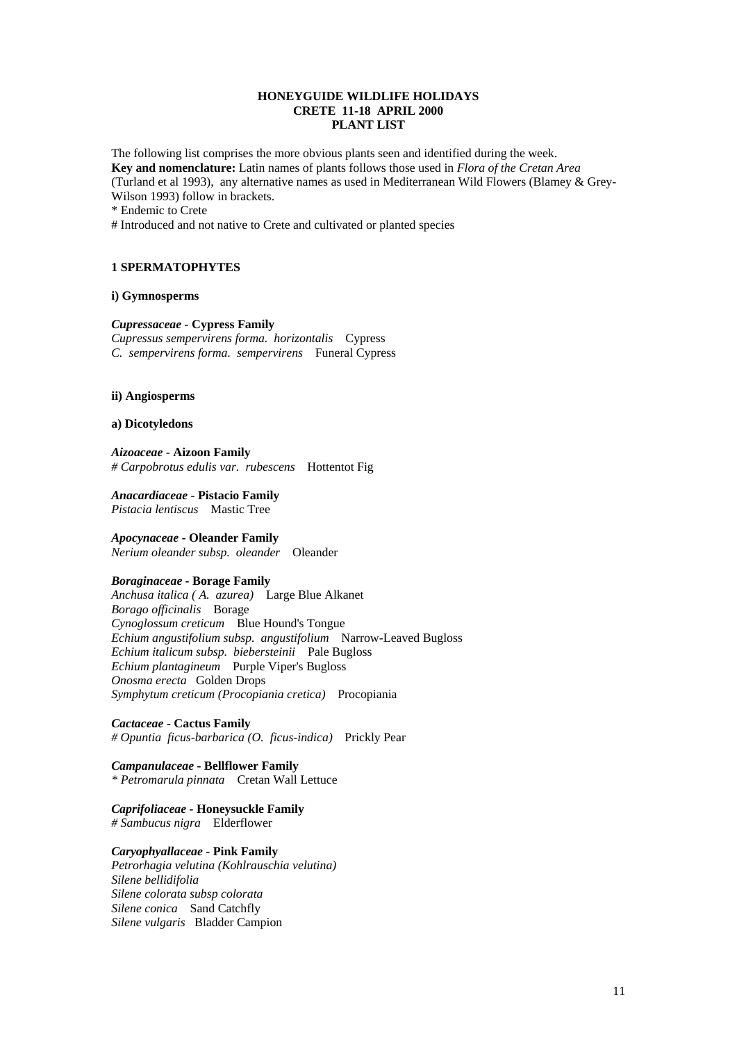**HONEYGUIDE WILDLIFE HOLIDAYS**
**CRETE 11-18 APRIL 2000**
**PLANT LIST**

The following list comprises the more obvious plants seen and identified during the week.
**Key and nomenclature:** Latin names of plants follows those used in *Flora of the Cretan Area* (Turland et al 1993), any alternative names as used in Mediterranean Wild Flowers (Blamey & Grey-Wilson 1993) follow in brackets.
\* Endemic to Crete
\# Introduced and not native to Crete and cultivated or planted species

## 1 SPERMATOPHYTES

### i) Gymnosperms

***Cupressaceae* - Cypress Family**
*Cupressus sempervirens forma. horizontalis* Cypress
*C. sempervirens forma. sempervirens* Funeral Cypress

### ii) Angiosperms

#### a) Dicotyledons

***Aizoaceae* - Aizoon Family**
*# Carpobrotus edulis var. rubescens* Hottentot Fig

***Anacardiaceae* - Pistacio Family**
*Pistacia lentiscus* Mastic Tree

***Apocynaceae* - Oleander Family**
*Nerium oleander subsp. oleander* Oleander

***Boraginaceae* - Borage Family**
*Anchusa italica ( A. azurea)* Large Blue Alkanet
*Borago officinalis* Borage
*Cynoglossum creticum* Blue Hound's Tongue
*Echium angustifolium subsp. angustifolium* Narrow-Leaved Bugloss
*Echium italicum subsp. biebersteinii* Pale Bugloss
*Echium plantagineum* Purple Viper's Bugloss
*Onosma erecta* Golden Drops
*Symphytum creticum (Procopiania cretica)* Procopiania

***Cactaceae* - Cactus Family**
*# Opuntia ficus-barbarica (O. ficus-indica)* Prickly Pear

***Campanulaceae* - Bellflower Family**
*\* Petromarula pinnata* Cretan Wall Lettuce

***Caprifoliaceae* - Honeysuckle Family**
*# Sambucus nigra* Elderflower

***Caryophyallaceae* - Pink Family**
*Petrorhagia velutina (Kohlrauschia velutina)*
*Silene bellidifolia*
*Silene colorata subsp colorata*
*Silene conica* Sand Catchfly
*Silene vulgaris* Bladder Campion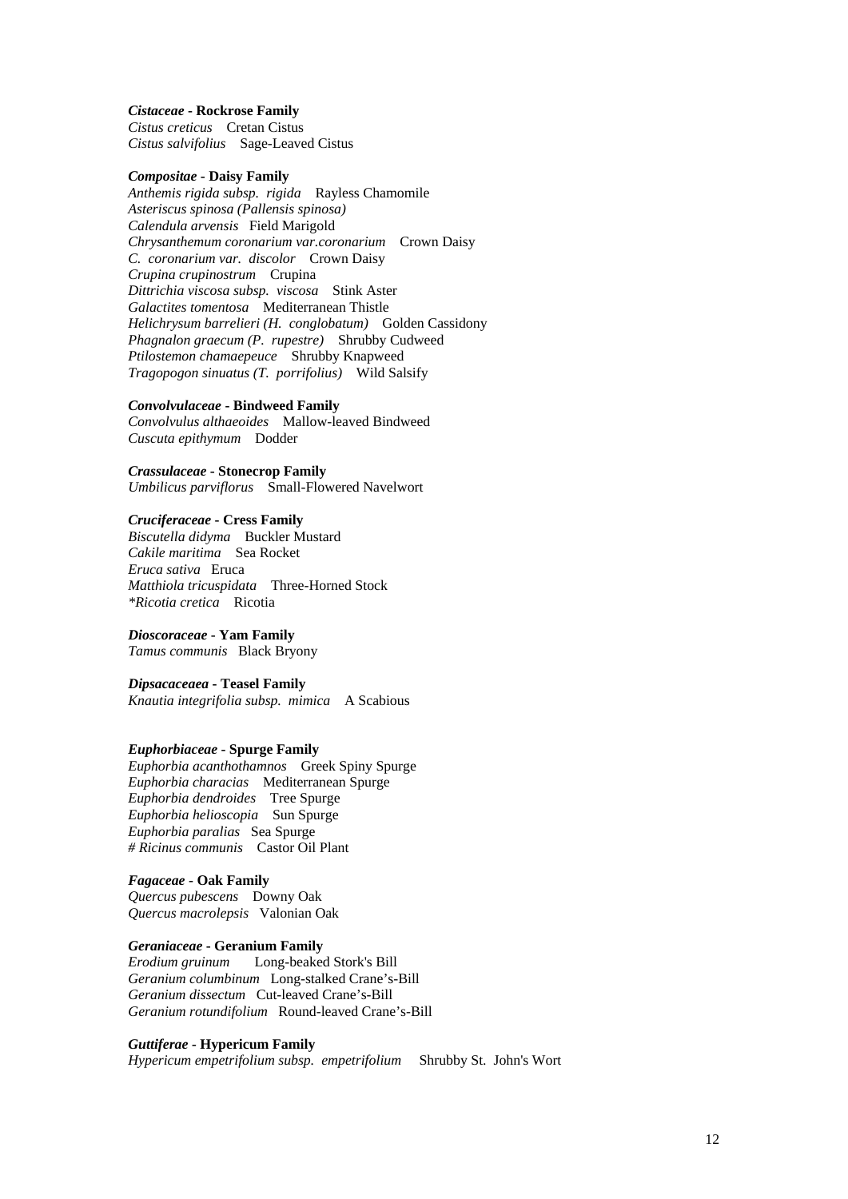***Cistaceae* - Rockrose Family**
*Cistus creticus* Cretan Cistus
*Cistus salvifolius* Sage-Leaved Cistus

***Compositae* - Daisy Family**
*Anthemis rigida subsp. rigida* Rayless Chamomile
*Asteriscus spinosa (Pallensis spinosa)*
*Calendula arvensis* Field Marigold
*Chrysanthemum coronarium var.coronarium* Crown Daisy
*C. coronarium var. discolor* Crown Daisy
*Crupina crupinostrum* Crupina
*Dittrichia viscosa subsp. viscosa* Stink Aster
*Galactites tomentosa* Mediterranean Thistle
*Helichrysum barrelieri (H. conglobatum)* Golden Cassidony
*Phagnalon graecum (P. rupestre)* Shrubby Cudweed
*Ptilostemon chamaepeuce* Shrubby Knapweed
*Tragopogon sinuatus (T. porrifolius)* Wild Salsify

***Convolvulaceae* - Bindweed Family**
*Convolvulus althaeoides* Mallow-leaved Bindweed
*Cuscuta epithymum* Dodder

***Crassulaceae* - Stonecrop Family**
*Umbilicus parviflorus* Small-Flowered Navelwort

***Cruciferaceae* - Cress Family**
*Biscutella didyma* Buckler Mustard
*Cakile maritima* Sea Rocket
*Eruca sativa* Eruca
*Matthiola tricuspidata* Three-Horned Stock
*\*Ricotia cretica* Ricotia

***Dioscoraceae* - Yam Family**
*Tamus communis* Black Bryony

***Dipsacaceaea* - Teasel Family**
*Knautia integrifolia subsp. mimica* A Scabious

***Euphorbiaceae* - Spurge Family**
*Euphorbia acanthothamnos* Greek Spiny Spurge
*Euphorbia characias* Mediterranean Spurge
*Euphorbia dendroides* Tree Spurge
*Euphorbia helioscopia* Sun Spurge
*Euphorbia paralias* Sea Spurge
*# Ricinus communis* Castor Oil Plant

***Fagaceae* - Oak Family**
*Quercus pubescens* Downy Oak
*Quercus macrolepsis* Valonian Oak

***Geraniaceae* - Geranium Family**
*Erodium gruinum* Long-beaked Stork's Bill
*Geranium columbinum* Long-stalked Crane's-Bill
*Geranium dissectum* Cut-leaved Crane's-Bill
*Geranium rotundifolium* Round-leaved Crane's-Bill

***Guttiferae* - Hypericum Family**
*Hypericum empetrifolium subsp. empetrifolium* Shrubby St. John's Wort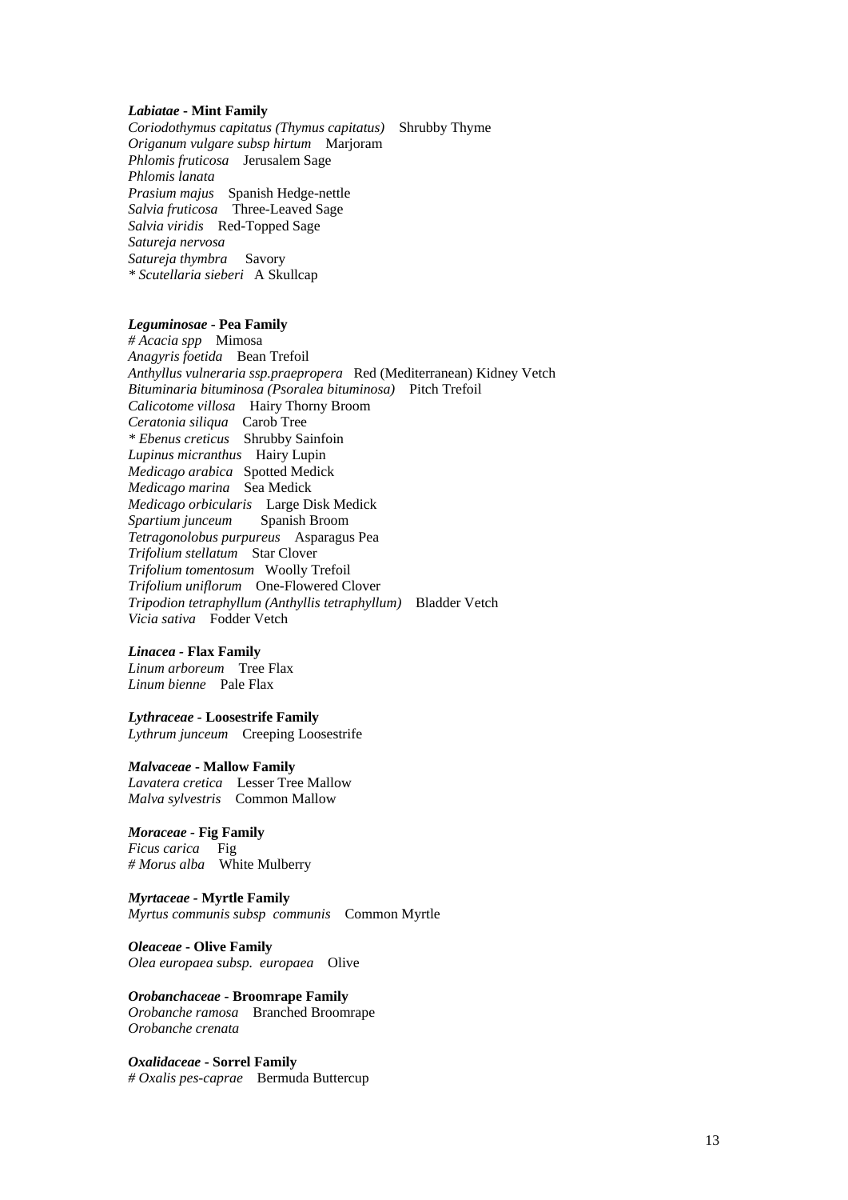***Labiatae* - Mint Family**
*Coriodothymus capitatus (Thymus capitatus)* Shrubby Thyme
*Origanum vulgare subsp hirtum* Marjoram
*Phlomis fruticosa* Jerusalem Sage
*Phlomis lanata*
*Prasium majus* Spanish Hedge-nettle
*Salvia fruticosa* Three-Leaved Sage
*Salvia viridis* Red-Topped Sage
*Satureja nervosa*
*Satureja thymbra* Savory
*\* Scutellaria sieberi* A Skullcap

***Leguminosae* - Pea Family**
*# Acacia spp* Mimosa
*Anagyris foetida* Bean Trefoil
*Anthyllus vulneraria ssp.praepropera* Red (Mediterranean) Kidney Vetch
*Bituminaria bituminosa (Psoralea bituminosa)* Pitch Trefoil
*Calicotome villosa* Hairy Thorny Broom
*Ceratonia siliqua* Carob Tree
*\* Ebenus creticus* Shrubby Sainfoin
*Lupinus micranthus* Hairy Lupin
*Medicago arabica* Spotted Medick
*Medicago marina* Sea Medick
*Medicago orbicularis* Large Disk Medick
*Spartium junceum* Spanish Broom
*Tetragonolobus purpureus* Asparagus Pea
*Trifolium stellatum* Star Clover
*Trifolium tomentosum* Woolly Trefoil
*Trifolium uniflorum* One-Flowered Clover
*Tripodion tetraphyllum (Anthyllis tetraphyllum)* Bladder Vetch
*Vicia sativa* Fodder Vetch

***Linacea* - Flax Family**
*Linum arboreum* Tree Flax
*Linum bienne* Pale Flax

***Lythraceae* - Loosestrife Family**
*Lythrum junceum* Creeping Loosestrife

***Malvaceae* - Mallow Family**
*Lavatera cretica* Lesser Tree Mallow
*Malva sylvestris* Common Mallow

***Moraceae* - Fig Family**
*Ficus carica* Fig
*# Morus alba* White Mulberry

***Myrtaceae* - Myrtle Family**
*Myrtus communis subsp communis* Common Myrtle

***Oleaceae* - Olive Family**
*Olea europaea subsp. europaea* Olive

***Orobanchaceae* - Broomrape Family**
*Orobanche ramosa* Branched Broomrape
*Orobanche crenata*

***Oxalidaceae* - Sorrel Family**
*# Oxalis pes-caprae* Bermuda Buttercup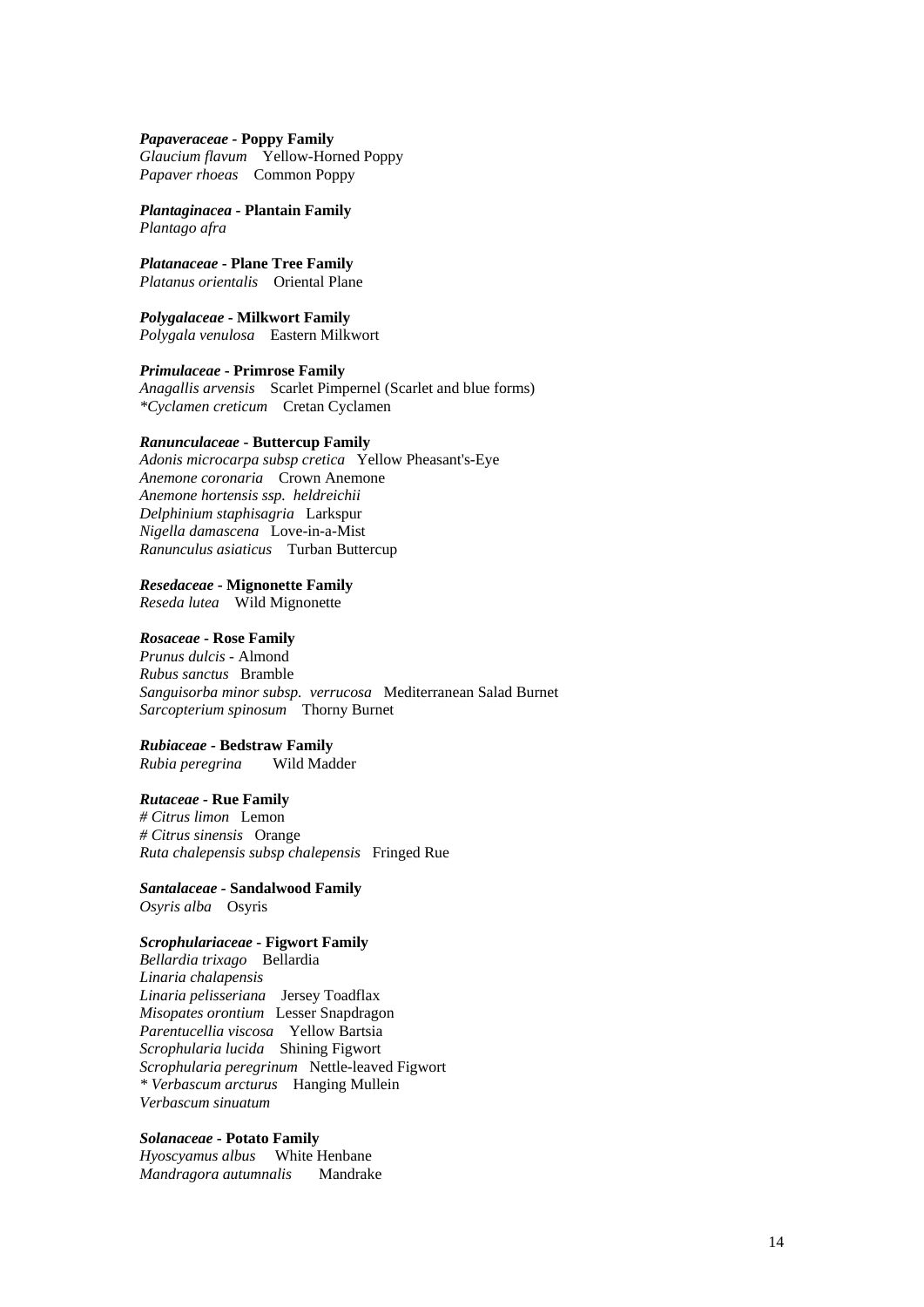***Papaveraceae* - Poppy Family**
*Glaucium flavum* Yellow-Horned Poppy
*Papaver rhoeas* Common Poppy

***Plantaginacea* - Plantain Family**
*Plantago afra*

***Platanaceae* - Plane Tree Family**
*Platanus orientalis* Oriental Plane

***Polygalaceae* - Milkwort Family**
*Polygala venulosa* Eastern Milkwort

***Primulaceae* - Primrose Family**
*Anagallis arvensis* Scarlet Pimpernel (Scarlet and blue forms)
*\*Cyclamen creticum* Cretan Cyclamen

***Ranunculaceae* - Buttercup Family**
*Adonis microcarpa subsp cretica* Yellow Pheasant's-Eye
*Anemone coronaria* Crown Anemone
*Anemone hortensis ssp. heldreichii*
*Delphinium staphisagria* Larkspur
*Nigella damascena* Love-in-a-Mist
*Ranunculus asiaticus* Turban Buttercup

***Resedaceae* - Mignonette Family**
*Reseda lutea* Wild Mignonette

***Rosaceae* - Rose Family**
*Prunus dulcis* - Almond
*Rubus sanctus* Bramble
*Sanguisorba minor subsp. verrucosa* Mediterranean Salad Burnet
*Sarcopterium spinosum* Thorny Burnet

***Rubiaceae* - Bedstraw Family**
*Rubia peregrina* Wild Madder

***Rutaceae* - Rue Family**
*# Citrus limon* Lemon
*# Citrus sinensis* Orange
*Ruta chalepensis subsp chalepensis* Fringed Rue

***Santalaceae* - Sandalwood Family**
*Osyris alba* Osyris

***Scrophulariaceae* - Figwort Family**
*Bellardia trixago* Bellardia
*Linaria chalapensis*
*Linaria pelisseriana* Jersey Toadflax
*Misopates orontium* Lesser Snapdragon
*Parentucellia viscosa* Yellow Bartsia
*Scrophularia lucida* Shining Figwort
*Scrophularia peregrinum* Nettle-leaved Figwort
*\* Verbascum arcturus* Hanging Mullein
*Verbascum sinuatum*

***Solanaceae* - Potato Family**
*Hyoscyamus albus* White Henbane
*Mandragora autumnalis* Mandrake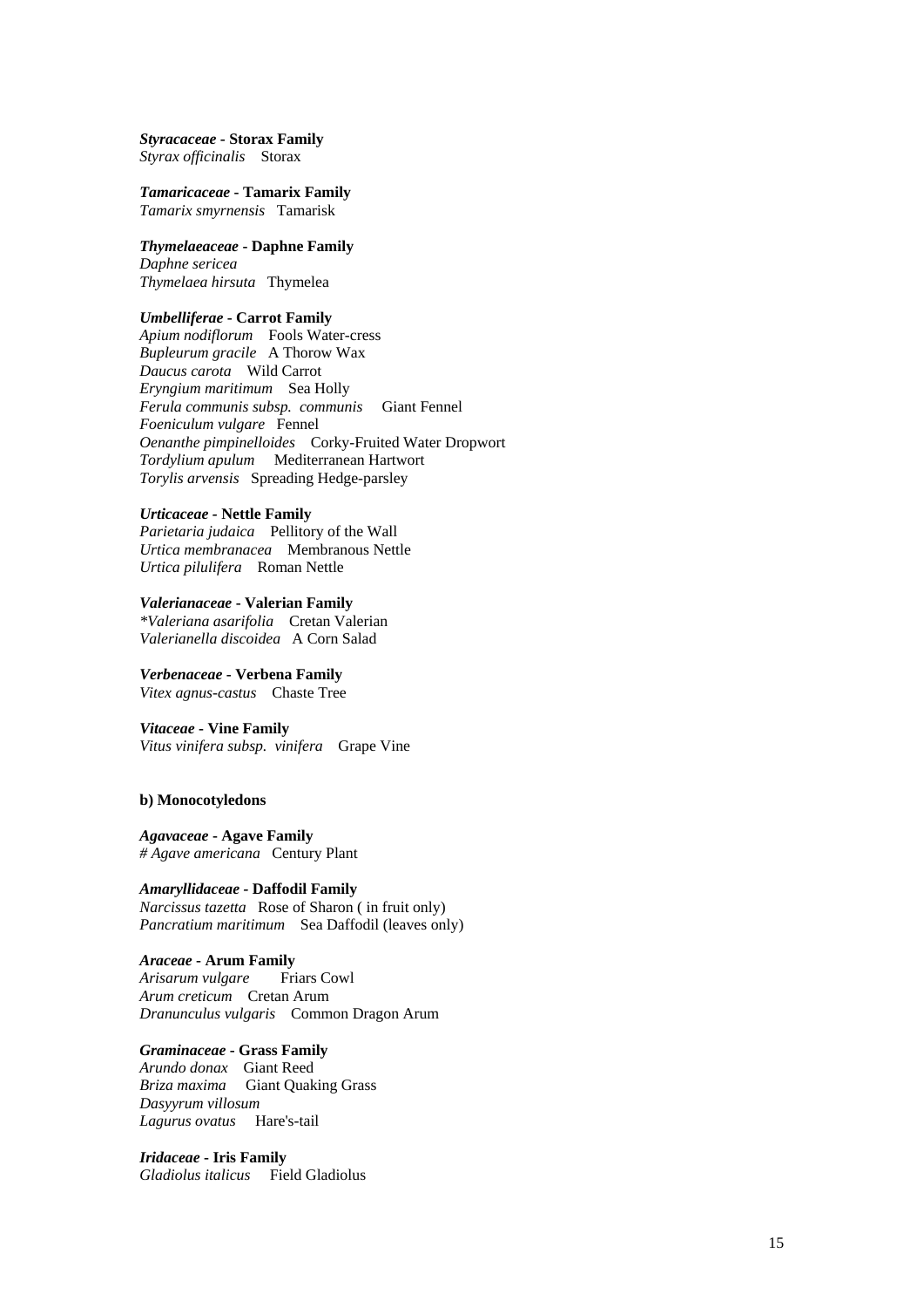***Styracaceae* - Storax Family**
*Styrax officinalis* Storax

***Tamaricaceae* - Tamarix Family**
*Tamarix smyrnensis* Tamarisk

***Thymelaeaceae* - Daphne Family**
*Daphne sericea*
*Thymelaea hirsuta* Thymelea

***Umbelliferae* - Carrot Family**
*Apium nodiflorum* Fools Water-cress
*Bupleurum gracile* A Thorow Wax
*Daucus carota* Wild Carrot
*Eryngium maritimum* Sea Holly
*Ferula communis subsp. communis* Giant Fennel
*Foeniculum vulgare* Fennel
*Oenanthe pimpinelloides* Corky-Fruited Water Dropwort
*Tordylium apulum* Mediterranean Hartwort
*Torylis arvensis* Spreading Hedge-parsley

***Urticaceae* - Nettle Family**
*Parietaria judaica* Pellitory of the Wall
*Urtica membranacea* Membranous Nettle
*Urtica pilulifera* Roman Nettle

***Valerianaceae* - Valerian Family**
*\*Valeriana asarifolia* Cretan Valerian
*Valerianella discoidea* A Corn Salad

***Verbenaceae* - Verbena Family**
*Vitex agnus-castus* Chaste Tree

***Vitaceae* - Vine Family**
*Vitus vinifera subsp. vinifera* Grape Vine

**b) Monocotyledons**

***Agavaceae* - Agave Family**
*# Agave americana* Century Plant

***Amaryllidaceae* - Daffodil Family**
*Narcissus tazetta* Rose of Sharon ( in fruit only)
*Pancratium maritimum* Sea Daffodil (leaves only)

***Araceae* - Arum Family**
*Arisarum vulgare* Friars Cowl
*Arum creticum* Cretan Arum
*Dranunculus vulgaris* Common Dragon Arum

***Graminaceae* - Grass Family**
*Arundo donax* Giant Reed
*Briza maxima* Giant Quaking Grass
*Dasyyrum villosum*
*Lagurus ovatus* Hare's-tail

***Iridaceae* - Iris Family**
*Gladiolus italicus* Field Gladiolus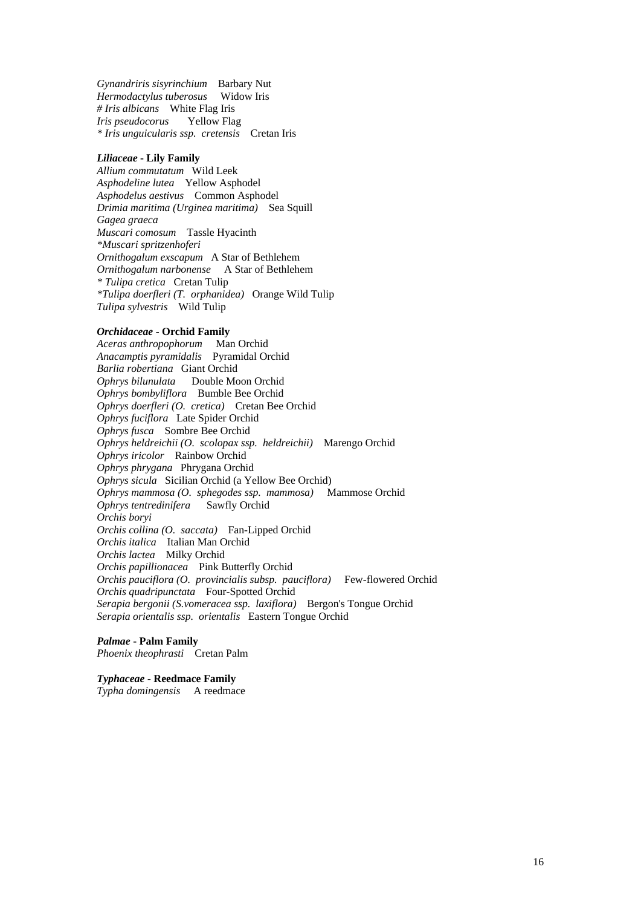*Gynandriris sisyrinchium* Barbary Nut
*Hermodactylus tuberosus* Widow Iris
*# Iris albicans* White Flag Iris
*Iris pseudocorus* Yellow Flag
*\* Iris unguicularis ssp. cretensis* Cretan Iris

***Liliaceae* - Lily Family**
*Allium commutatum* Wild Leek
*Asphodeline lutea* Yellow Asphodel
*Asphodelus aestivus* Common Asphodel
*Drimia maritima (Urginea maritima)* Sea Squill
*Gagea graeca*
*Muscari comosum* Tassle Hyacinth
*\*Muscari spritzenhoferi*
*Ornithogalum exscapum* A Star of Bethlehem
*Ornithogalum narbonense* A Star of Bethlehem
*\* Tulipa cretica* Cretan Tulip
*\*Tulipa doerfleri (T. orphanidea)* Orange Wild Tulip
*Tulipa sylvestris* Wild Tulip

***Orchidaceae* - Orchid Family**
*Aceras anthropophorum* Man Orchid
*Anacamptis pyramidalis* Pyramidal Orchid
*Barlia robertiana* Giant Orchid
*Ophrys bilunulata* Double Moon Orchid
*Ophrys bombyliflora* Bumble Bee Orchid
*Ophrys doerfleri (O. cretica)* Cretan Bee Orchid
*Ophrys fuciflora* Late Spider Orchid
*Ophrys fusca* Sombre Bee Orchid
*Ophrys heldreichii (O. scolopax ssp. heldreichii)* Marengo Orchid
*Ophrys iricolor* Rainbow Orchid
*Ophrys phrygana* Phrygana Orchid
*Ophrys sicula* Sicilian Orchid (a Yellow Bee Orchid)
*Ophrys mammosa (O. sphegodes ssp. mammosa)* Mammose Orchid
*Ophrys tentredinifera* Sawfly Orchid
*Orchis boryi*
*Orchis collina (O. saccata)* Fan-Lipped Orchid
*Orchis italica* Italian Man Orchid
*Orchis lactea* Milky Orchid
*Orchis papillionacea* Pink Butterfly Orchid
*Orchis pauciflora (O. provincialis subsp. pauciflora)* Few-flowered Orchid
*Orchis quadripunctata* Four-Spotted Orchid
*Serapia bergonii (S.vomeracea ssp. laxiflora)* Bergon's Tongue Orchid
*Serapia orientalis ssp. orientalis* Eastern Tongue Orchid

***Palmae* - Palm Family**
*Phoenix theophrasti* Cretan Palm

***Typhaceae* - Reedmace Family**
*Typha domingensis* A reedmace